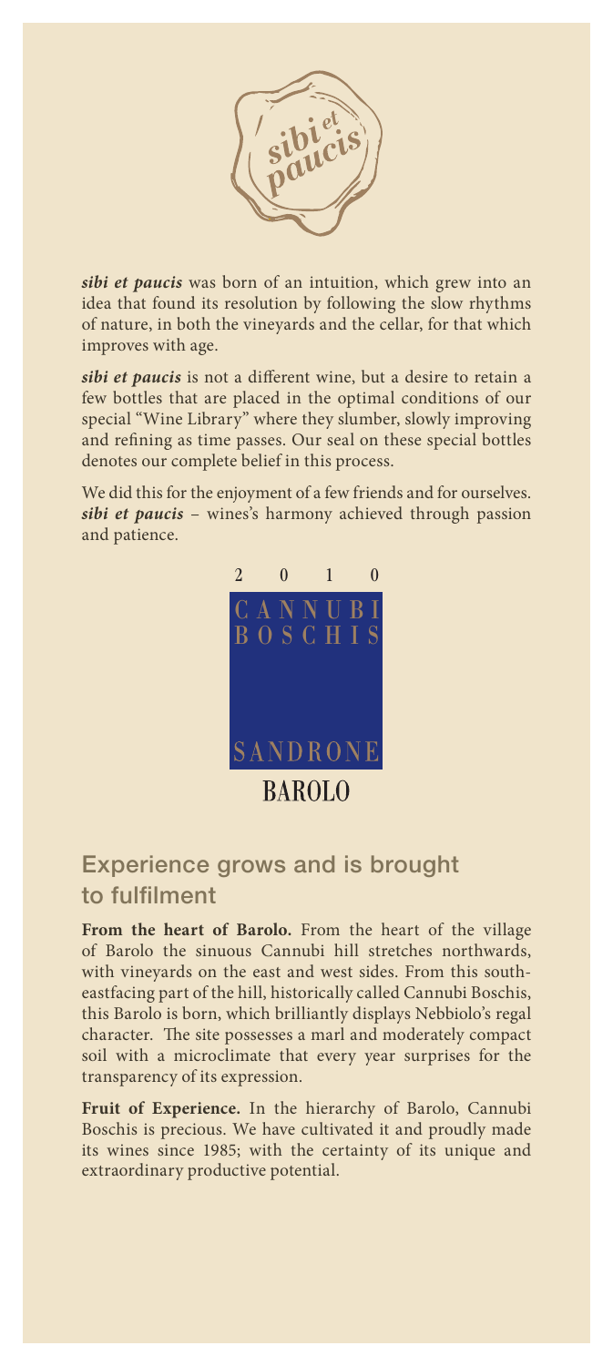*sibi et paucis*

***sibi et paucis*** was born of an intuition, which grew into an idea that found its resolution by following the slow rhythms of nature, in both the vineyards and the cellar, for that which improves with age.

***sibi et paucis*** is not a different wine, but a desire to retain a few bottles that are placed in the optimal conditions of our special "Wine Library" where they slumber, slowly improving and refining as time passes. Our seal on these special bottles denotes our complete belief in this process.

We did this for the enjoyment of a few friends and for ourselves. ***sibi et paucis*** – wines's harmony achieved through passion and patience.

2010

CANNUBI BOSCHIS

SANDRONE

BAROLO

## Experience grows and is brought to fulfilment

**From the heart of Barolo.** From the heart of the village of Barolo the sinuous Cannubi hill stretches northwards, with vineyards on the east and west sides. From this south-eastfacing part of the hill, historically called Cannubi Boschis, this Barolo is born, which brilliantly displays Nebbiolo's regal character. The site possesses a marl and moderately compact soil with a microclimate that every year surprises for the transparency of its expression.

**Fruit of Experience.** In the hierarchy of Barolo, Cannubi Boschis is precious. We have cultivated it and proudly made its wines since 1985; with the certainty of its unique and extraordinary productive potential.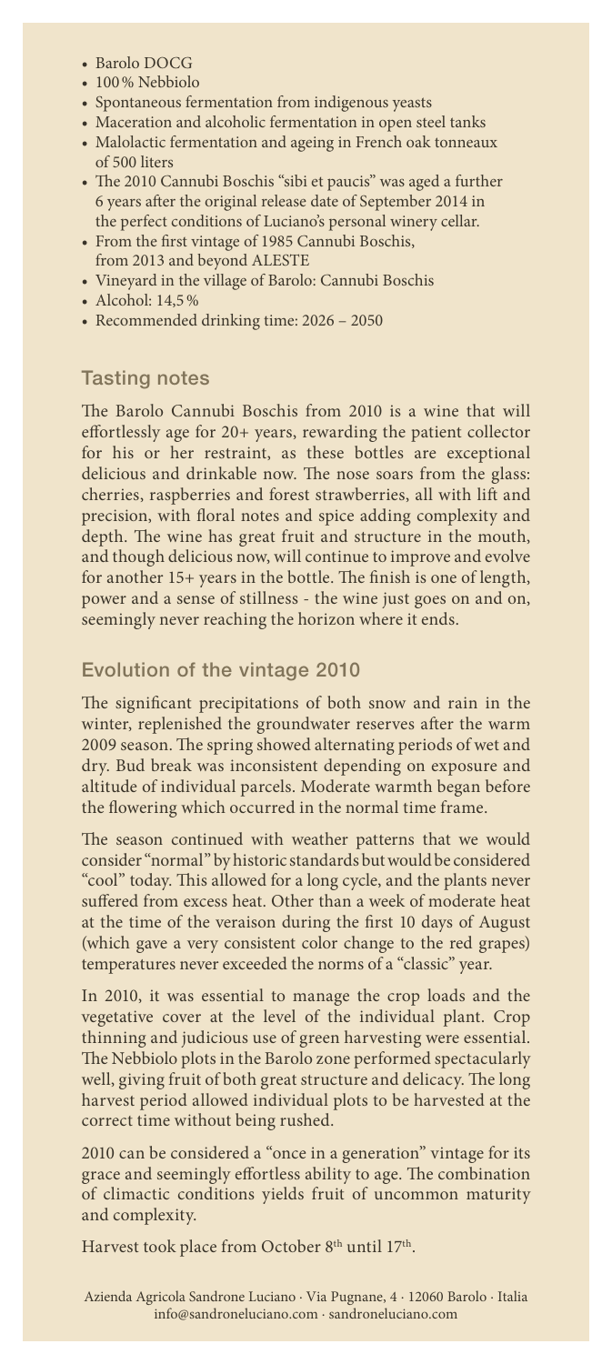- Barolo DOCG
- 100 % Nebbiolo
- Spontaneous fermentation from indigenous yeasts
- Maceration and alcoholic fermentation in open steel tanks
- Malolactic fermentation and ageing in French oak tonneaux of 500 liters
- The 2010 Cannubi Boschis "sibi et paucis" was aged a further 6 years after the original release date of September 2014 in the perfect conditions of Luciano's personal winery cellar.
- From the first vintage of 1985 Cannubi Boschis, from 2013 and beyond ALESTE
- Vineyard in the village of Barolo: Cannubi Boschis
- Alcohol: 14,5 %
- Recommended drinking time: 2026 – 2050

## Tasting notes

The Barolo Cannubi Boschis from 2010 is a wine that will effortlessly age for 20+ years, rewarding the patient collector for his or her restraint, as these bottles are exceptional delicious and drinkable now. The nose soars from the glass: cherries, raspberries and forest strawberries, all with lift and precision, with floral notes and spice adding complexity and depth. The wine has great fruit and structure in the mouth, and though delicious now, will continue to improve and evolve for another 15+ years in the bottle. The finish is one of length, power and a sense of stillness - the wine just goes on and on, seemingly never reaching the horizon where it ends.

## Evolution of the vintage 2010

The significant precipitations of both snow and rain in the winter, replenished the groundwater reserves after the warm 2009 season. The spring showed alternating periods of wet and dry. Bud break was inconsistent depending on exposure and altitude of individual parcels. Moderate warmth began before the flowering which occurred in the normal time frame.

The season continued with weather patterns that we would consider "normal" by historic standards but would be considered "cool" today. This allowed for a long cycle, and the plants never suffered from excess heat. Other than a week of moderate heat at the time of the veraison during the first 10 days of August (which gave a very consistent color change to the red grapes) temperatures never exceeded the norms of a "classic" year.

In 2010, it was essential to manage the crop loads and the vegetative cover at the level of the individual plant. Crop thinning and judicious use of green harvesting were essential. The Nebbiolo plots in the Barolo zone performed spectacularly well, giving fruit of both great structure and delicacy. The long harvest period allowed individual plots to be harvested at the correct time without being rushed.

2010 can be considered a "once in a generation" vintage for its grace and seemingly effortless ability to age. The combination of climactic conditions yields fruit of uncommon maturity and complexity.

Harvest took place from October 8th until 17th.

Azienda Agricola Sandrone Luciano · Via Pugnane, 4 · 12060 Barolo · Italia
info@sandroneluciano.com · sandroneluciano.com